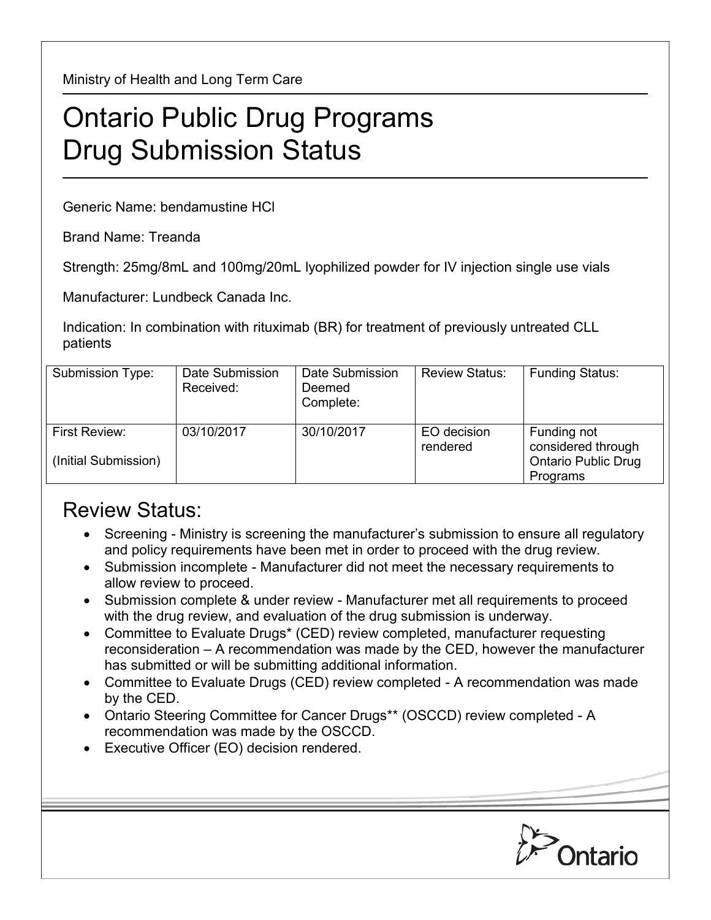Ministry of Health and Long Term Care

# Ontario Public Drug Programs
# Drug Submission Status

Generic Name: bendamustine HCl

Brand Name: Treanda

Strength: 25mg/8mL and 100mg/20mL lyophilized powder for IV injection single use vials

Manufacturer: Lundbeck Canada Inc.

Indication: In combination with rituximab (BR) for treatment of previously untreated CLL patients

| Submission Type: | Date Submission Received: | Date Submission Deemed Complete: | Review Status: | Funding Status: |
|---|---|---|---|---|
| First Review: (Initial Submission) | 03/10/2017 | 30/10/2017 | EO decision rendered | Funding not considered through Ontario Public Drug Programs |

## Review Status:

- Screening - Ministry is screening the manufacturer's submission to ensure all regulatory and policy requirements have been met in order to proceed with the drug review.
- Submission incomplete - Manufacturer did not meet the necessary requirements to allow review to proceed.
- Submission complete & under review - Manufacturer met all requirements to proceed with the drug review, and evaluation of the drug submission is underway.
- Committee to Evaluate Drugs* (CED) review completed, manufacturer requesting reconsideration – A recommendation was made by the CED, however the manufacturer has submitted or will be submitting additional information.
- Committee to Evaluate Drugs (CED) review completed - A recommendation was made by the CED.
- Ontario Steering Committee for Cancer Drugs** (OSCCD) review completed - A recommendation was made by the OSCCD.
- Executive Officer (EO) decision rendered.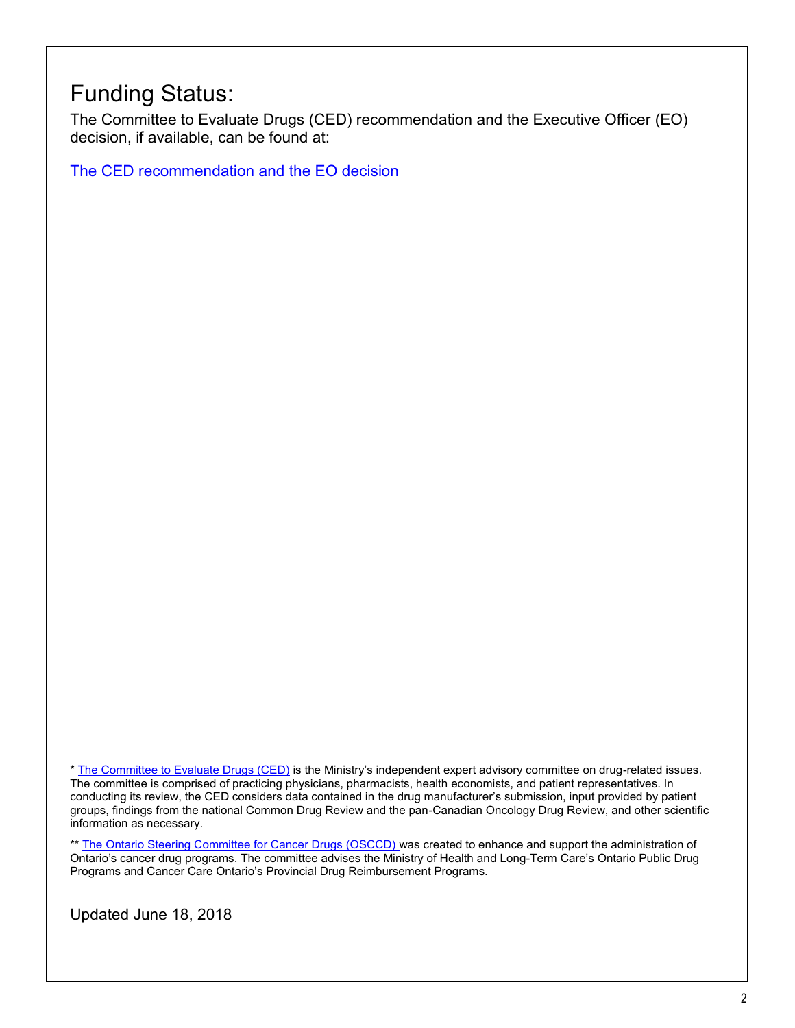## Funding Status:

The Committee to Evaluate Drugs (CED) recommendation and the Executive Officer (EO) decision, if available, can be found at:

The CED recommendation and the EO decision

* The Committee to Evaluate Drugs (CED) is the Ministry's independent expert advisory committee on drug-related issues. The committee is comprised of practicing physicians, pharmacists, health economists, and patient representatives. In conducting its review, the CED considers data contained in the drug manufacturer's submission, input provided by patient groups, findings from the national Common Drug Review and the pan-Canadian Oncology Drug Review, and other scientific information as necessary.

** The Ontario Steering Committee for Cancer Drugs (OSCCD) was created to enhance and support the administration of Ontario's cancer drug programs. The committee advises the Ministry of Health and Long-Term Care's Ontario Public Drug Programs and Cancer Care Ontario's Provincial Drug Reimbursement Programs.

Updated June 18, 2018